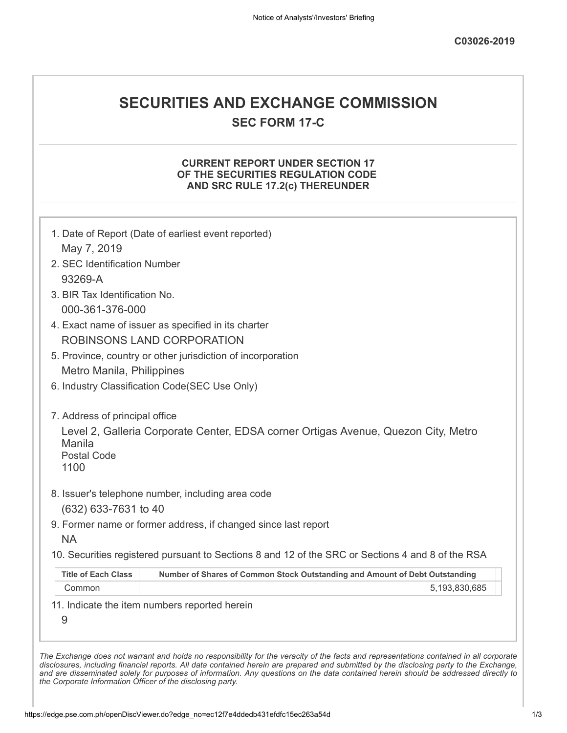**C03026-2019**

# SECURITIES AND EXCHANGE COMMISSION

## SEC FORM 17-C

### CURRENT REPORT UNDER SECTION 17 OF THE SECURITIES REGULATION CODE AND SRC RULE 17.2(c) THEREUNDER

1. Date of Report (Date of earliest event reported)
   May 7, 2019
2. SEC Identification Number
   93269-A
3. BIR Tax Identification No.
   000-361-376-000
4. Exact name of issuer as specified in its charter
   ROBINSONS LAND CORPORATION
5. Province, country or other jurisdiction of incorporation
   Metro Manila, Philippines
6. Industry Classification Code(SEC Use Only)

7. Address of principal office
   Level 2, Galleria Corporate Center, EDSA corner Ortigas Avenue, Quezon City, Metro Manila
   Postal Code
   1100
8. Issuer's telephone number, including area code
   (632) 633-7631 to 40
9. Former name or former address, if changed since last report
   NA
10. Securities registered pursuant to Sections 8 and 12 of the SRC or Sections 4 and 8 of the RSA

| Title of Each Class | Number of Shares of Common Stock Outstanding and Amount of Debt Outstanding |
| --- | --- |
| Common | 5,193,830,685 |

11. Indicate the item numbers reported herein
    9

*The Exchange does not warrant and holds no responsibility for the veracity of the facts and representations contained in all corporate disclosures, including financial reports. All data contained herein are prepared and submitted by the disclosing party to the Exchange, and are disseminated solely for purposes of information. Any questions on the data contained herein should be addressed directly to the Corporate Information Officer of the disclosing party.*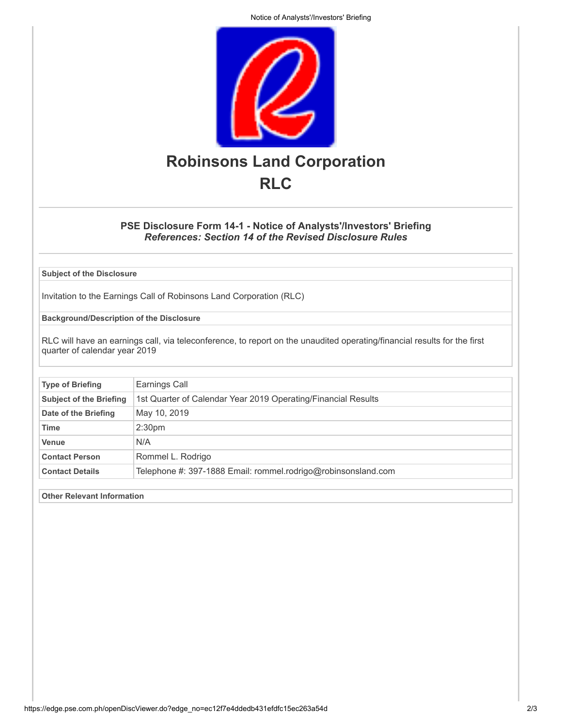# Robinsons Land Corporation

# RLC

## PSE Disclosure Form 14-1 - Notice of Analysts'/Investors' Briefing

*References: Section 14 of the Revised Disclosure Rules*

**Subject of the Disclosure**

Invitation to the Earnings Call of Robinsons Land Corporation (RLC)

**Background/Description of the Disclosure**

RLC will have an earnings call, via teleconference, to report on the unaudited operating/financial results for the first quarter of calendar year 2019

| | |
|---|---|
| **Type of Briefing** | Earnings Call |
| **Subject of the Briefing** | 1st Quarter of Calendar Year 2019 Operating/Financial Results |
| **Date of the Briefing** | May 10, 2019 |
| **Time** | 2:30pm |
| **Venue** | N/A |
| **Contact Person** | Rommel L. Rodrigo |
| **Contact Details** | Telephone #: 397-1888 Email: rommel.rodrigo@robinsonsland.com |

**Other Relevant Information**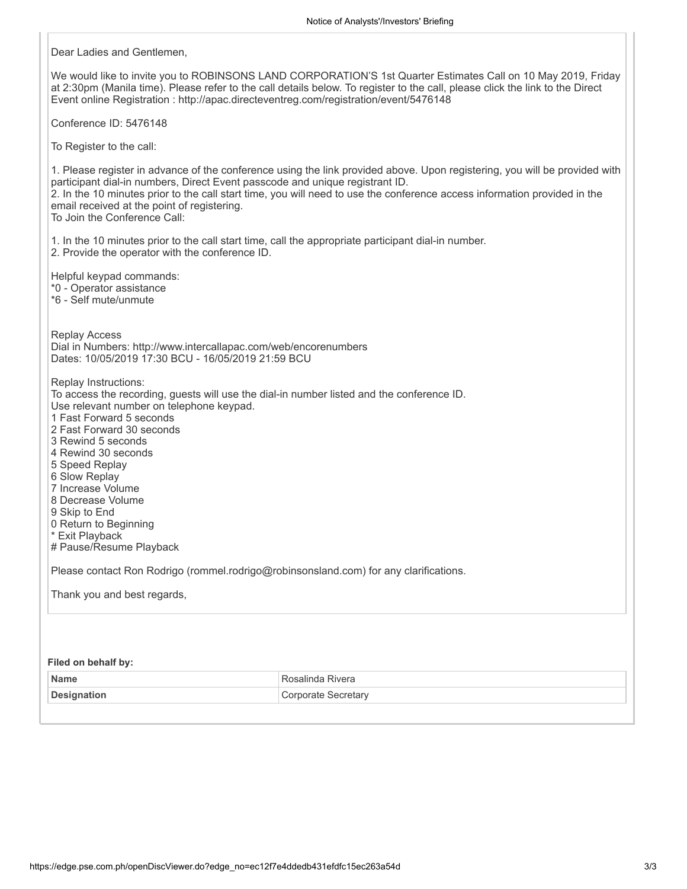Dear Ladies and Gentlemen,

We would like to invite you to ROBINSONS LAND CORPORATION'S 1st Quarter Estimates Call on 10 May 2019, Friday at 2:30pm (Manila time). Please refer to the call details below. To register to the call, please click the link to the Direct Event online Registration : http://apac.directeventreg.com/registration/event/5476148

Conference ID: 5476148

To Register to the call:

1. Please register in advance of the conference using the link provided above. Upon registering, you will be provided with participant dial-in numbers, Direct Event passcode and unique registrant ID.
2. In the 10 minutes prior to the call start time, you will need to use the conference access information provided in the email received at the point of registering.

To Join the Conference Call:

1. In the 10 minutes prior to the call start time, call the appropriate participant dial-in number.
2. Provide the operator with the conference ID.

Helpful keypad commands:
*0 - Operator assistance
*6 - Self mute/unmute

Replay Access
Dial in Numbers: http://www.intercallapac.com/web/encorenumbers
Dates: 10/05/2019 17:30 BCU - 16/05/2019 21:59 BCU

Replay Instructions:
To access the recording, guests will use the dial-in number listed and the conference ID.
Use relevant number on telephone keypad.
1 Fast Forward 5 seconds
2 Fast Forward 30 seconds
3 Rewind 5 seconds
4 Rewind 30 seconds
5 Speed Replay
6 Slow Replay
7 Increase Volume
8 Decrease Volume
9 Skip to End
0 Return to Beginning
* Exit Playback
# Pause/Resume Playback

Please contact Ron Rodrigo (rommel.rodrigo@robinsonsland.com) for any clarifications.

Thank you and best regards,

**Filed on behalf by:**

| | |
|---|---|
| **Name** | Rosalinda Rivera |
| **Designation** | Corporate Secretary |